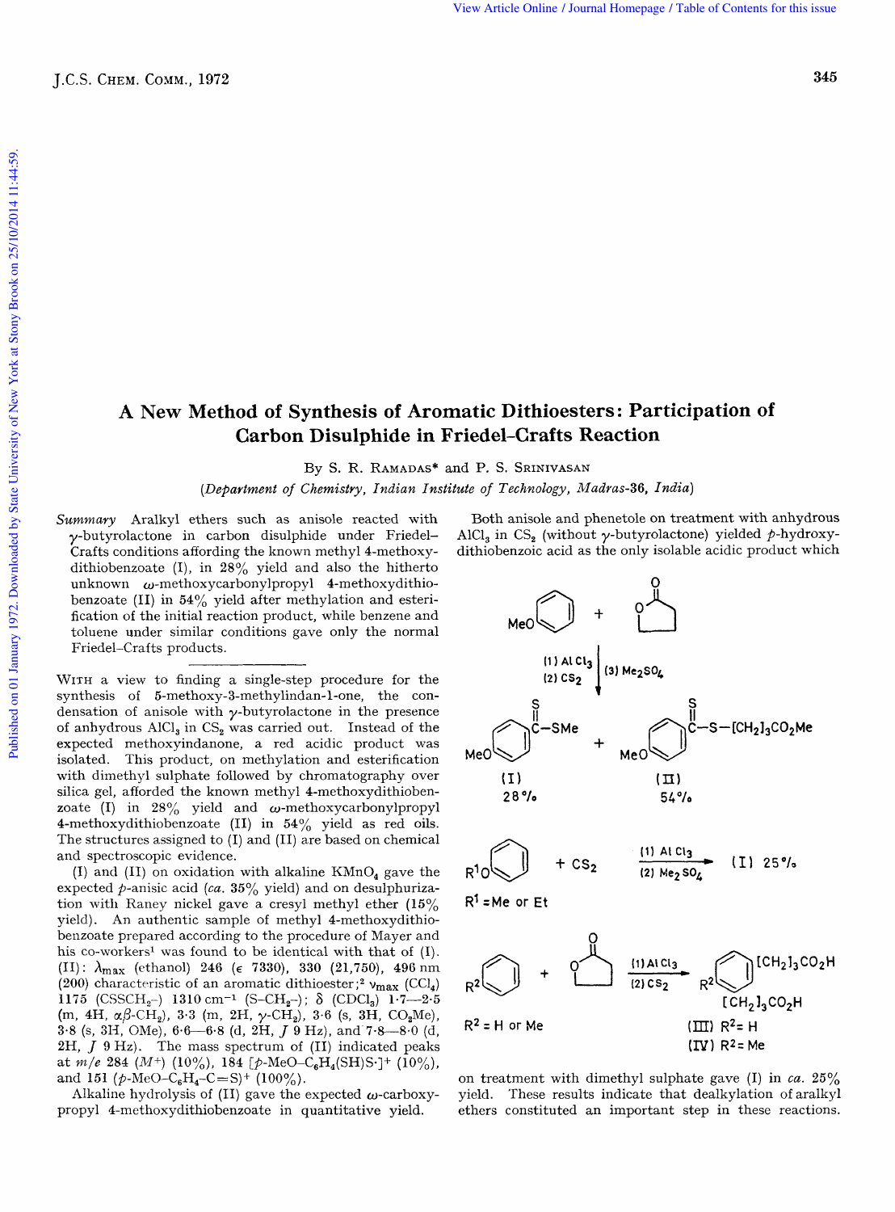# A New Method of Synthesis of Aromatic Dithioesters: Participation of Carbon Disulphide in Friedel–Crafts Reaction

By S. R. Ramadas* and P. S. Srinivasan

*(Department of Chemistry, Indian Institute of Technology, Madras-36, India)*

*Summary* Aralkyl ethers such as anisole reacted with γ-butyrolactone in carbon disulphide under Friedel–Crafts conditions affording the known methyl 4-methoxydithiobenzoate (I), in 28% yield and also the hitherto unknown ω-methoxycarbonylpropyl 4-methoxydithiobenzoate (II) in 54% yield after methylation and esterification of the initial reaction product, while benzene and toluene under similar conditions gave only the normal Friedel–Crafts products.

With a view to finding a single-step procedure for the synthesis of 5-methoxy-3-methylindan-1-one, the condensation of anisole with γ-butyrolactone in the presence of anhydrous $AlCl_3$ in $CS_2$ was carried out. Instead of the expected methoxyindanone, a red acidic product was isolated. This product, on methylation and esterification with dimethyl sulphate followed by chromatography over silica gel, afforded the known methyl 4-methoxydithiobenzoate (I) in 28% yield and ω-methoxycarbonylpropyl 4-methoxydithiobenzoate (II) in 54% yield as red oils. The structures assigned to (I) and (II) are based on chemical and spectroscopic evidence.

(I) and (II) on oxidation with alkaline $KMnO_4$ gave the expected *p*-anisic acid (*ca.* 35% yield) and on desulphurization with Raney nickel gave a cresyl methyl ether (15% yield). An authentic sample of methyl 4-methoxydithiobenzoate prepared according to the procedure of Mayer and his co-workers[1] was found to be identical with that of (I). (II): $\lambda_{max}$ (ethanol) 246 (ε 7330), 330 (21,750), 496 nm (200) characteristic of an aromatic dithioester;[2] $\nu_{max}$ ($CCl_4$) 1175 ($CSSCH_2$–) 1310 $cm^{-1}$ (S–$CH_2$–); δ ($CDCl_3$) 1·7—2·5 (m, 4H, αβ-$CH_2$), 3·3 (m, 2H, γ-$CH_2$), 3·6 (s, 3H, $CO_2Me$), 3·8 (s, 3H, OMe), 6·6—6·8 (d, 2H, *J* 9 Hz), and 7·8—8·0 (d, 2H, *J* 9 Hz). The mass spectrum of (II) indicated peaks at *m/e* 284 ($M^+$) (10%), 184 [*p*-MeO–$C_6H_4$(SH)S·]$^+$ (10%), and 151 (*p*-MeO–$C_6H_4$–C=S)$^+$ (100%).

Alkaline hydrolysis of (II) gave the expected ω-carboxypropyl 4-methoxydithiobenzoate in quantitative yield.

Both anisole and phenetole on treatment with anhydrous $AlCl_3$ in $CS_2$ (without γ-butyrolactone) yielded *p*-hydroxydithiobenzoic acid as the only isolable acidic product which

Anisole + γ-butyrolactone —(1) $AlCl_3$, (2) $CS_2$, (3) $Me_2SO_4$→ (I) *p*-MeO–$C_6H_4$–C(=S)–SMe, 28% + (II) *p*-MeO–$C_6H_4$–C(=S)–S–$[CH_2]_3CO_2Me$, 54%

$R^1O$–$C_6H_5$ + $CS_2$ —(1) $AlCl_3$, (2) $Me_2SO_4$→ (I) 25%

$R^1$ = Me or Et

$R^2$–$C_6H_5$ + γ-butyrolactone —(1) $AlCl_3$, (2) $CS_2$→ $R^2$–$C_6H_3$($[CH_2]_3CO_2H$)$_2$

$R^2$ = H or Me; (III) $R^2$ = H; (IV) $R^2$ = Me

on treatment with dimethyl sulphate gave (I) in *ca.* 25% yield. These results indicate that dealkylation of aralkyl ethers constituted an important step in these reactions.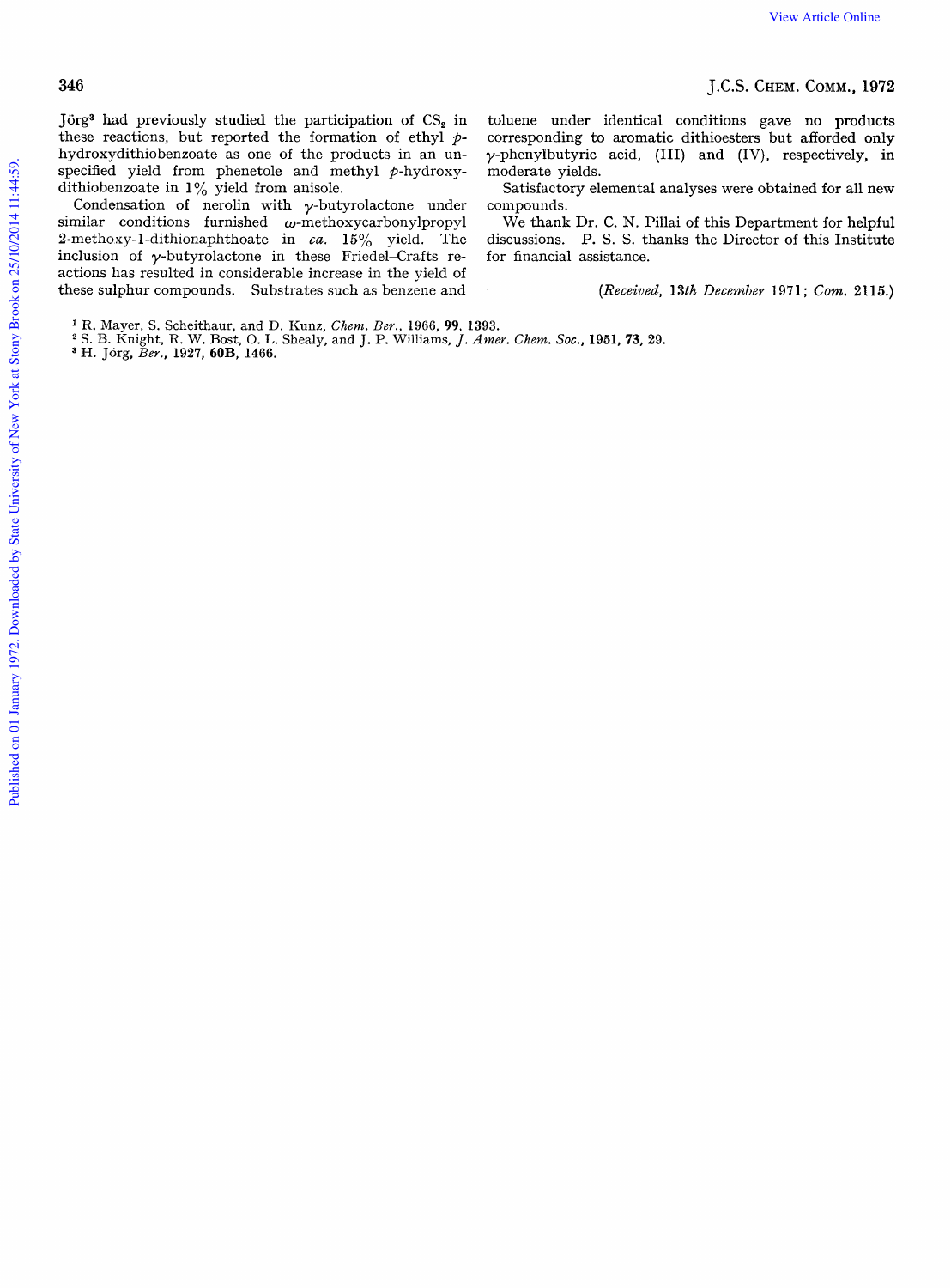Jörg[3] had previously studied the participation of $CS_2$ in these reactions, but reported the formation of ethyl *p*-hydroxydithiobenzoate as one of the products in an unspecified yield from phenetole and methyl *p*-hydroxydithiobenzoate in 1% yield from anisole.

Condensation of nerolin with $\gamma$-butyrolactone under similar conditions furnished $\omega$-methoxycarbonylpropyl 2-methoxy-1-dithionaphthoate in *ca.* 15% yield. The inclusion of $\gamma$-butyrolactone in these Friedel–Crafts reactions has resulted in considerable increase in the yield of these sulphur compounds. Substrates such as benzene and toluene under identical conditions gave no products corresponding to aromatic dithioesters but afforded only $\gamma$-phenylbutyric acid, (III) and (IV), respectively, in moderate yields.

Satisfactory elemental analyses were obtained for all new compounds.

We thank Dr. C. N. Pillai of this Department for helpful discussions. P. S. S. thanks the Director of this Institute for financial assistance.

(*Received*, 13*th December* 1971; *Com.* 2115.)

[1] R. Mayer, S. Scheithaur, and D. Kunz, *Chem. Ber.*, 1966, **99**, 1393.
[2] S. B. Knight, R. W. Bost, O. L. Shealy, and J. P. Williams, *J. Amer. Chem. Soc.*, 1951, **73**, 29.
[3] H. Jörg, *Ber.*, 1927, **60B**, 1466.